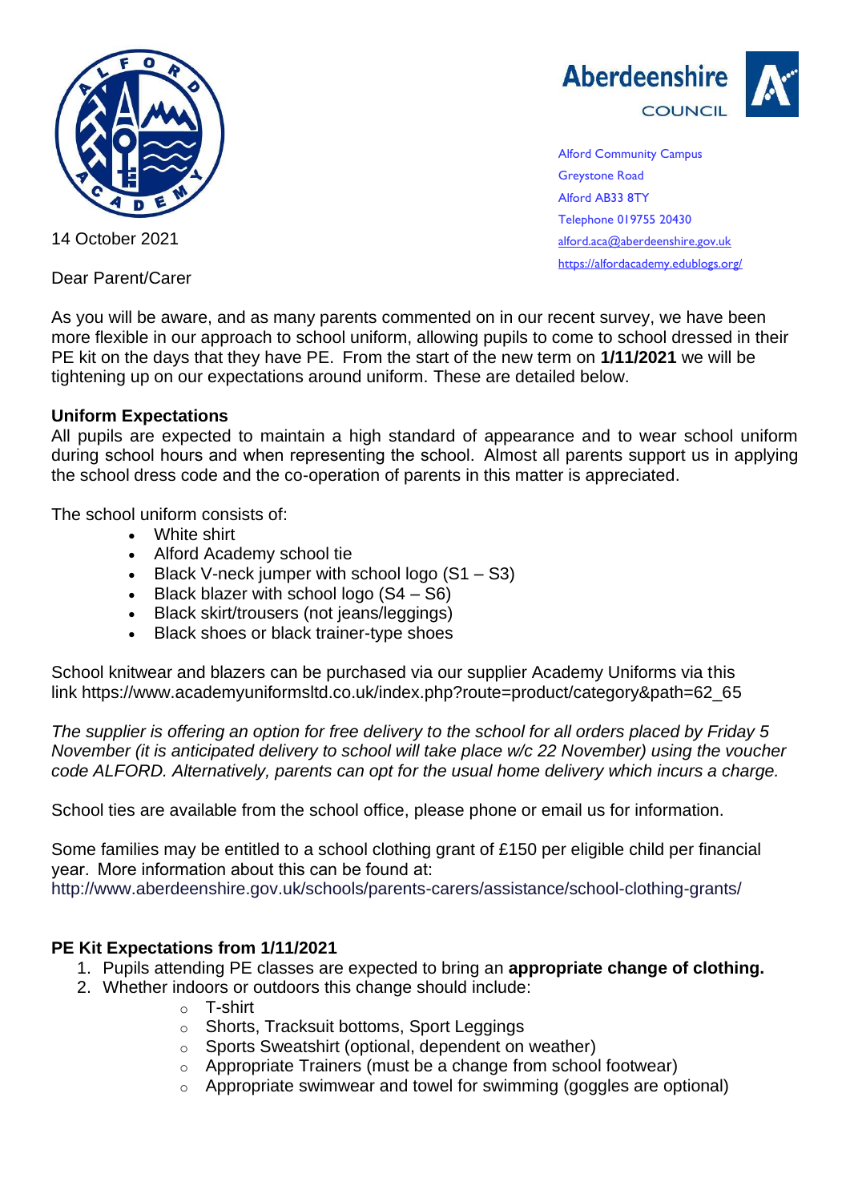Aberdeenshire COUNCIL

Alford Community Campus
Greystone Road
Alford AB33 8TY
Telephone 019755 20430
alford.aca@aberdeenshire.gov.uk
https://alfordacademy.edublogs.org/

14 October 2021

Dear Parent/Carer

As you will be aware, and as many parents commented on in our recent survey, we have been more flexible in our approach to school uniform, allowing pupils to come to school dressed in their PE kit on the days that they have PE. From the start of the new term on **1/11/2021** we will be tightening up on our expectations around uniform. These are detailed below.

**Uniform Expectations**
All pupils are expected to maintain a high standard of appearance and to wear school uniform during school hours and when representing the school. Almost all parents support us in applying the school dress code and the co-operation of parents in this matter is appreciated.

The school uniform consists of:

- White shirt
- Alford Academy school tie
- Black V-neck jumper with school logo (S1 – S3)
- Black blazer with school logo (S4 – S6)
- Black skirt/trousers (not jeans/leggings)
- Black shoes or black trainer-type shoes

School knitwear and blazers can be purchased via our supplier Academy Uniforms via this link https://www.academyuniformsltd.co.uk/index.php?route=product/category&path=62_65

*The supplier is offering an option for free delivery to the school for all orders placed by Friday 5 November (it is anticipated delivery to school will take place w/c 22 November) using the voucher code ALFORD. Alternatively, parents can opt for the usual home delivery which incurs a charge.*

School ties are available from the school office, please phone or email us for information.

Some families may be entitled to a school clothing grant of £150 per eligible child per financial year. More information about this can be found at:
http://www.aberdeenshire.gov.uk/schools/parents-carers/assistance/school-clothing-grants/

**PE Kit Expectations from 1/11/2021**

1. Pupils attending PE classes are expected to bring an **appropriate change of clothing.**
2. Whether indoors or outdoors this change should include:
   - T-shirt
   - Shorts, Tracksuit bottoms, Sport Leggings
   - Sports Sweatshirt (optional, dependent on weather)
   - Appropriate Trainers (must be a change from school footwear)
   - Appropriate swimwear and towel for swimming (goggles are optional)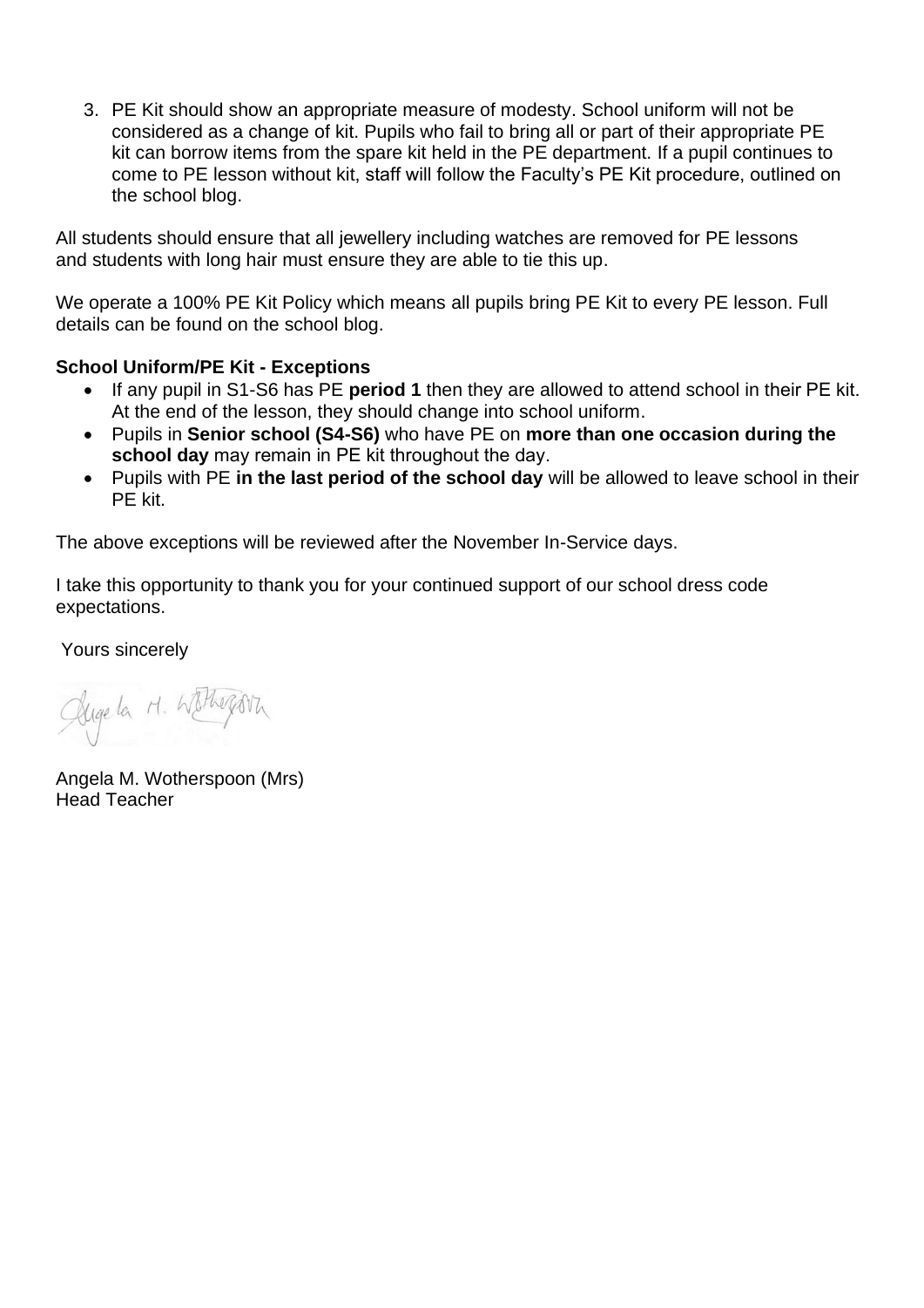3. PE Kit should show an appropriate measure of modesty. School uniform will not be considered as a change of kit. Pupils who fail to bring all or part of their appropriate PE kit can borrow items from the spare kit held in the PE department. If a pupil continues to come to PE lesson without kit, staff will follow the Faculty's PE Kit procedure, outlined on the school blog.

All students should ensure that all jewellery including watches are removed for PE lessons and students with long hair must ensure they are able to tie this up.

We operate a 100% PE Kit Policy which means all pupils bring PE Kit to every PE lesson. Full details can be found on the school blog.

**School Uniform/PE Kit - Exceptions**

- If any pupil in S1-S6 has PE **period 1** then they are allowed to attend school in their PE kit. At the end of the lesson, they should change into school uniform.
- Pupils in **Senior school (S4-S6)** who have PE on **more than one occasion during the school day** may remain in PE kit throughout the day.
- Pupils with PE **in the last period of the school day** will be allowed to leave school in their PE kit.

The above exceptions will be reviewed after the November In-Service days.

I take this opportunity to thank you for your continued support of our school dress code expectations.

Yours sincerely

Angela M. Wotherspoon

Angela M. Wotherspoon (Mrs)
Head Teacher